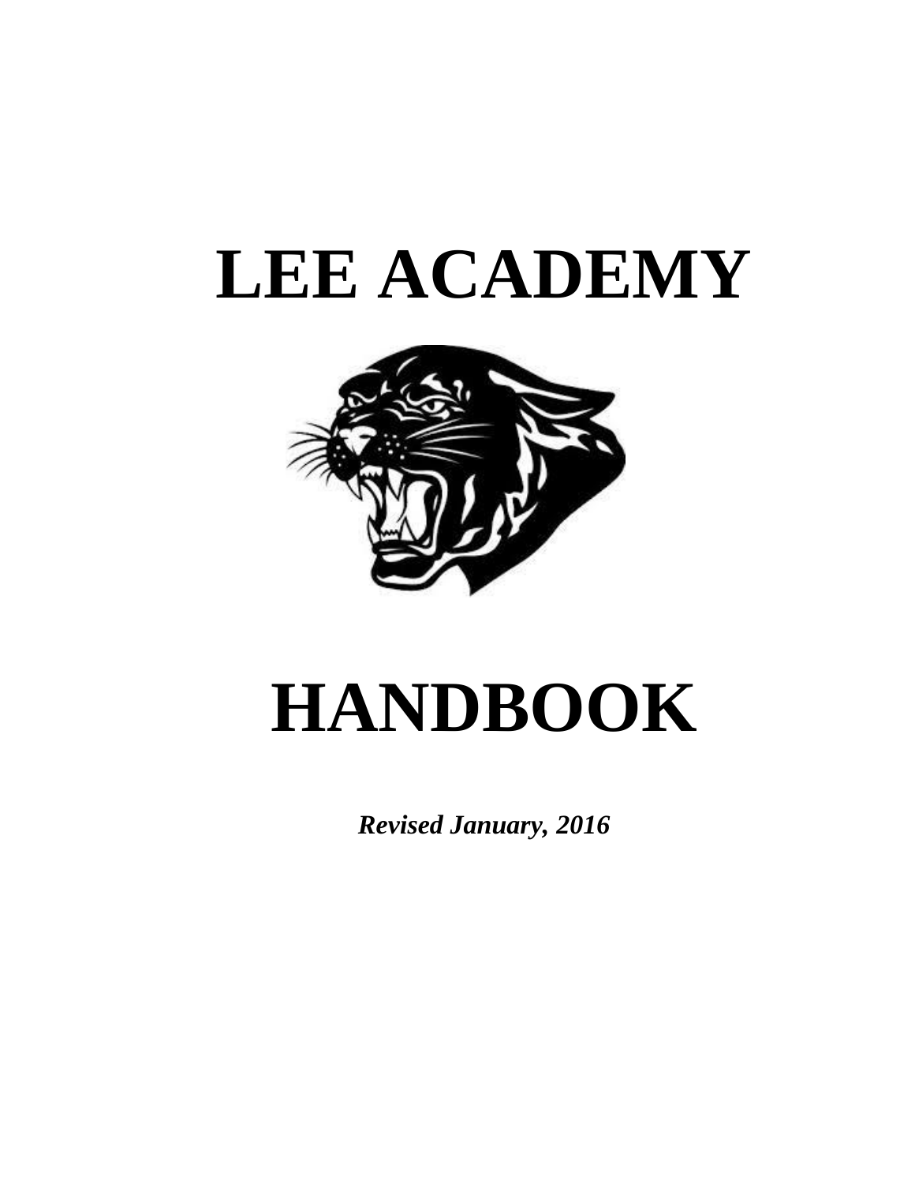# LEE ACADEMY

# HANDBOOK

***Revised January, 2016***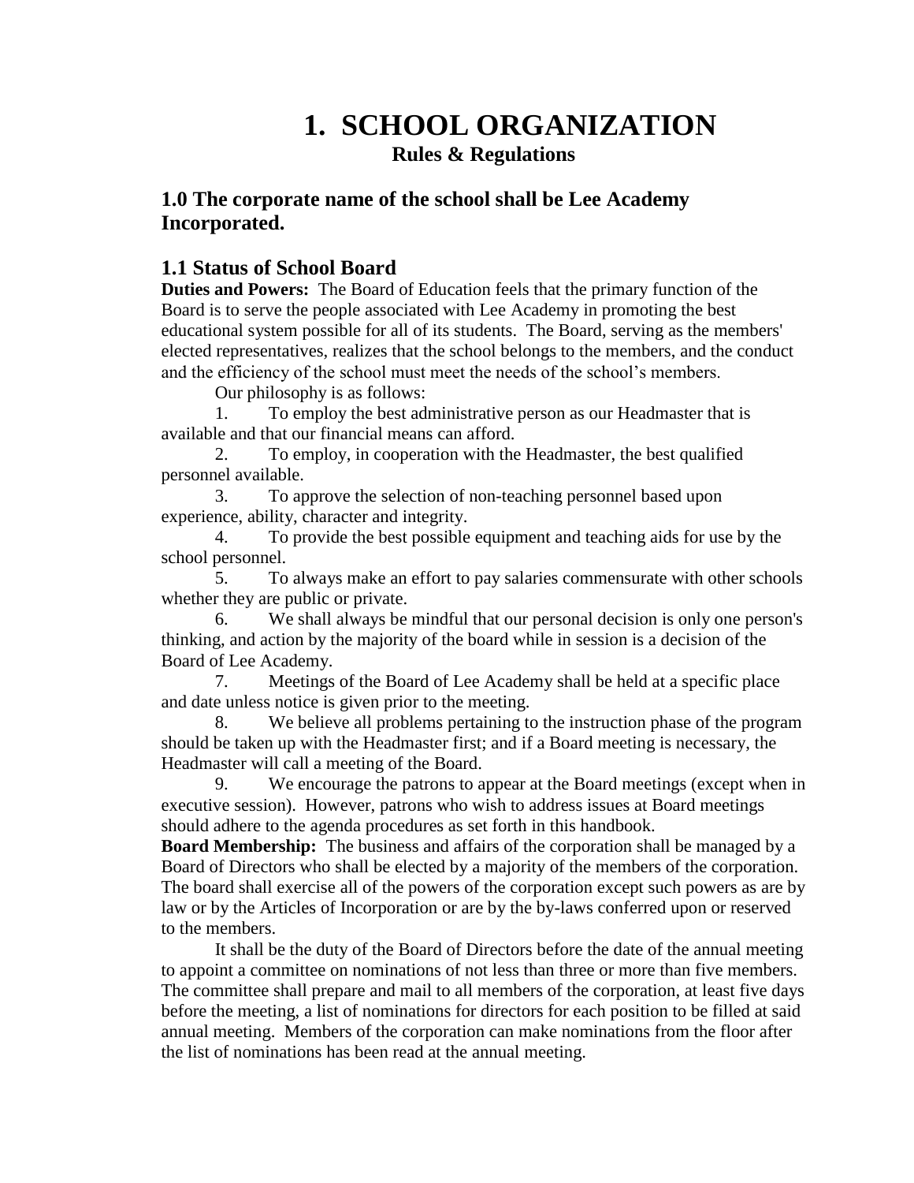# 1. SCHOOL ORGANIZATION

**Rules & Regulations**

## 1.0 The corporate name of the school shall be Lee Academy Incorporated.

## 1.1 Status of School Board

**Duties and Powers:** The Board of Education feels that the primary function of the Board is to serve the people associated with Lee Academy in promoting the best educational system possible for all of its students. The Board, serving as the members' elected representatives, realizes that the school belongs to the members, and the conduct and the efficiency of the school must meet the needs of the school's members.

Our philosophy is as follows:

1. To employ the best administrative person as our Headmaster that is available and that our financial means can afford.
2. To employ, in cooperation with the Headmaster, the best qualified personnel available.
3. To approve the selection of non-teaching personnel based upon experience, ability, character and integrity.
4. To provide the best possible equipment and teaching aids for use by the school personnel.
5. To always make an effort to pay salaries commensurate with other schools whether they are public or private.
6. We shall always be mindful that our personal decision is only one person's thinking, and action by the majority of the board while in session is a decision of the Board of Lee Academy.
7. Meetings of the Board of Lee Academy shall be held at a specific place and date unless notice is given prior to the meeting.
8. We believe all problems pertaining to the instruction phase of the program should be taken up with the Headmaster first; and if a Board meeting is necessary, the Headmaster will call a meeting of the Board.
9. We encourage the patrons to appear at the Board meetings (except when in executive session). However, patrons who wish to address issues at Board meetings should adhere to the agenda procedures as set forth in this handbook.

**Board Membership:** The business and affairs of the corporation shall be managed by a Board of Directors who shall be elected by a majority of the members of the corporation. The board shall exercise all of the powers of the corporation except such powers as are by law or by the Articles of Incorporation or are by the by-laws conferred upon or reserved to the members.

It shall be the duty of the Board of Directors before the date of the annual meeting to appoint a committee on nominations of not less than three or more than five members. The committee shall prepare and mail to all members of the corporation, at least five days before the meeting, a list of nominations for directors for each position to be filled at said annual meeting. Members of the corporation can make nominations from the floor after the list of nominations has been read at the annual meeting.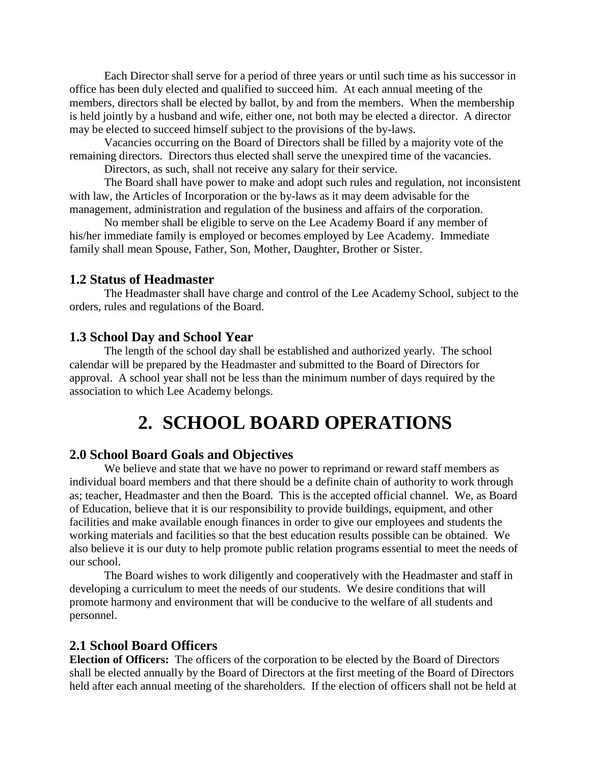Each Director shall serve for a period of three years or until such time as his successor in office has been duly elected and qualified to succeed him. At each annual meeting of the members, directors shall be elected by ballot, by and from the members. When the membership is held jointly by a husband and wife, either one, not both may be elected a director. A director may be elected to succeed himself subject to the provisions of the by-laws.

Vacancies occurring on the Board of Directors shall be filled by a majority vote of the remaining directors. Directors thus elected shall serve the unexpired time of the vacancies.

Directors, as such, shall not receive any salary for their service.

The Board shall have power to make and adopt such rules and regulation, not inconsistent with law, the Articles of Incorporation or the by-laws as it may deem advisable for the management, administration and regulation of the business and affairs of the corporation.

No member shall be eligible to serve on the Lee Academy Board if any member of his/her immediate family is employed or becomes employed by Lee Academy. Immediate family shall mean Spouse, Father, Son, Mother, Daughter, Brother or Sister.

### 1.2 Status of Headmaster

The Headmaster shall have charge and control of the Lee Academy School, subject to the orders, rules and regulations of the Board.

### 1.3 School Day and School Year

The length of the school day shall be established and authorized yearly. The school calendar will be prepared by the Headmaster and submitted to the Board of Directors for approval. A school year shall not be less than the minimum number of days required by the association to which Lee Academy belongs.

# 2. SCHOOL BOARD OPERATIONS

### 2.0 School Board Goals and Objectives

We believe and state that we have no power to reprimand or reward staff members as individual board members and that there should be a definite chain of authority to work through as; teacher, Headmaster and then the Board. This is the accepted official channel. We, as Board of Education, believe that it is our responsibility to provide buildings, equipment, and other facilities and make available enough finances in order to give our employees and students the working materials and facilities so that the best education results possible can be obtained. We also believe it is our duty to help promote public relation programs essential to meet the needs of our school.

The Board wishes to work diligently and cooperatively with the Headmaster and staff in developing a curriculum to meet the needs of our students. We desire conditions that will promote harmony and environment that will be conducive to the welfare of all students and personnel.

### 2.1 School Board Officers

**Election of Officers:** The officers of the corporation to be elected by the Board of Directors shall be elected annually by the Board of Directors at the first meeting of the Board of Directors held after each annual meeting of the shareholders. If the election of officers shall not be held at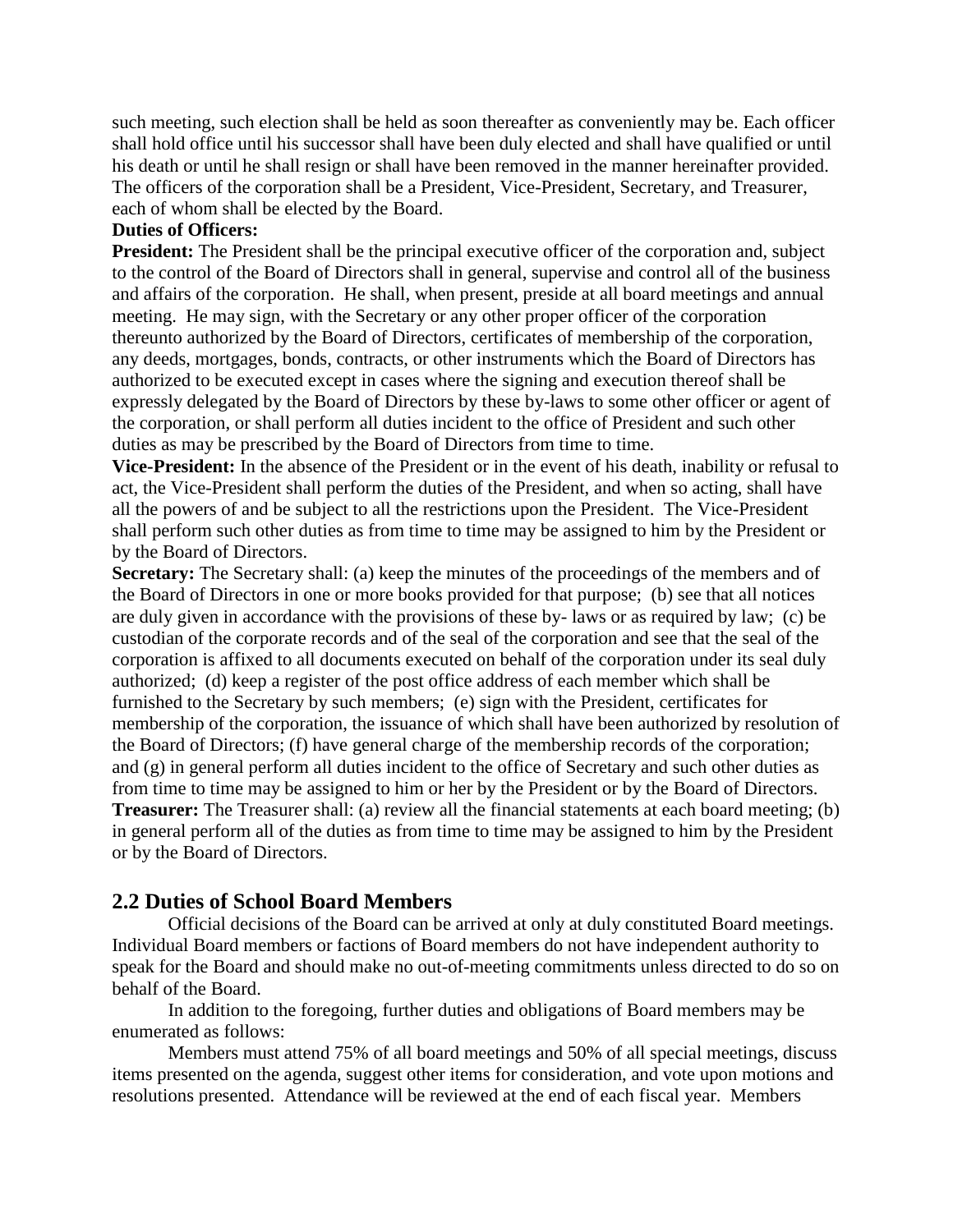such meeting, such election shall be held as soon thereafter as conveniently may be. Each officer shall hold office until his successor shall have been duly elected and shall have qualified or until his death or until he shall resign or shall have been removed in the manner hereinafter provided. The officers of the corporation shall be a President, Vice-President, Secretary, and Treasurer, each of whom shall be elected by the Board.

**Duties of Officers:**

**President:** The President shall be the principal executive officer of the corporation and, subject to the control of the Board of Directors shall in general, supervise and control all of the business and affairs of the corporation. He shall, when present, preside at all board meetings and annual meeting. He may sign, with the Secretary or any other proper officer of the corporation thereunto authorized by the Board of Directors, certificates of membership of the corporation, any deeds, mortgages, bonds, contracts, or other instruments which the Board of Directors has authorized to be executed except in cases where the signing and execution thereof shall be expressly delegated by the Board of Directors by these by-laws to some other officer or agent of the corporation, or shall perform all duties incident to the office of President and such other duties as may be prescribed by the Board of Directors from time to time.

**Vice-President:** In the absence of the President or in the event of his death, inability or refusal to act, the Vice-President shall perform the duties of the President, and when so acting, shall have all the powers of and be subject to all the restrictions upon the President. The Vice-President shall perform such other duties as from time to time may be assigned to him by the President or by the Board of Directors.

**Secretary:** The Secretary shall: (a) keep the minutes of the proceedings of the members and of the Board of Directors in one or more books provided for that purpose; (b) see that all notices are duly given in accordance with the provisions of these by- laws or as required by law; (c) be custodian of the corporate records and of the seal of the corporation and see that the seal of the corporation is affixed to all documents executed on behalf of the corporation under its seal duly authorized; (d) keep a register of the post office address of each member which shall be furnished to the Secretary by such members; (e) sign with the President, certificates for membership of the corporation, the issuance of which shall have been authorized by resolution of the Board of Directors; (f) have general charge of the membership records of the corporation; and (g) in general perform all duties incident to the office of Secretary and such other duties as from time to time may be assigned to him or her by the President or by the Board of Directors.

**Treasurer:** The Treasurer shall: (a) review all the financial statements at each board meeting; (b) in general perform all of the duties as from time to time may be assigned to him by the President or by the Board of Directors.

## 2.2 Duties of School Board Members

Official decisions of the Board can be arrived at only at duly constituted Board meetings. Individual Board members or factions of Board members do not have independent authority to speak for the Board and should make no out-of-meeting commitments unless directed to do so on behalf of the Board.

In addition to the foregoing, further duties and obligations of Board members may be enumerated as follows:

Members must attend 75% of all board meetings and 50% of all special meetings, discuss items presented on the agenda, suggest other items for consideration, and vote upon motions and resolutions presented. Attendance will be reviewed at the end of each fiscal year. Members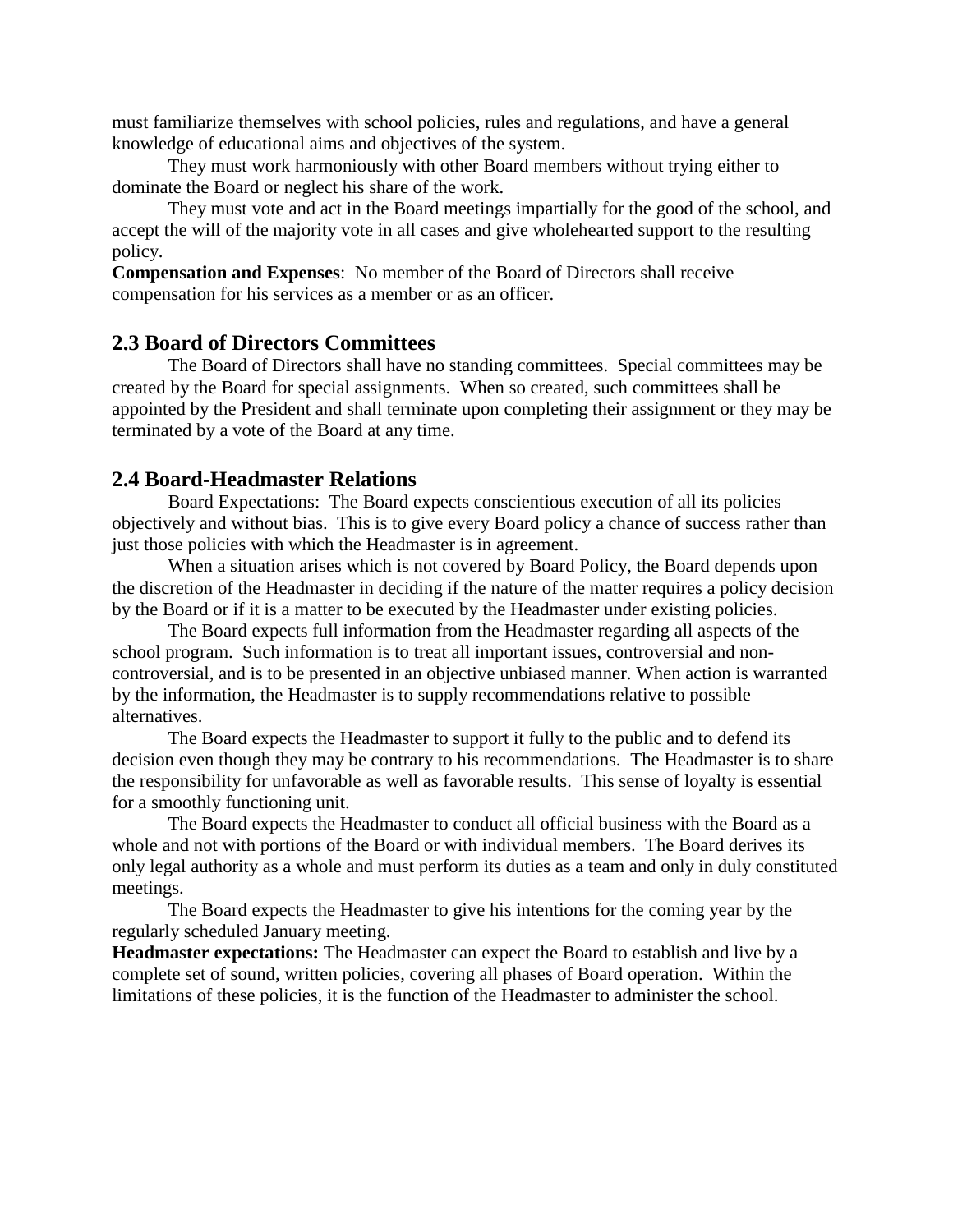must familiarize themselves with school policies, rules and regulations, and have a general knowledge of educational aims and objectives of the system.

They must work harmoniously with other Board members without trying either to dominate the Board or neglect his share of the work.

They must vote and act in the Board meetings impartially for the good of the school, and accept the will of the majority vote in all cases and give wholehearted support to the resulting policy.

**Compensation and Expenses**: No member of the Board of Directors shall receive compensation for his services as a member or as an officer.

## 2.3 Board of Directors Committees

The Board of Directors shall have no standing committees. Special committees may be created by the Board for special assignments. When so created, such committees shall be appointed by the President and shall terminate upon completing their assignment or they may be terminated by a vote of the Board at any time.

## 2.4 Board-Headmaster Relations

Board Expectations: The Board expects conscientious execution of all its policies objectively and without bias. This is to give every Board policy a chance of success rather than just those policies with which the Headmaster is in agreement.

When a situation arises which is not covered by Board Policy, the Board depends upon the discretion of the Headmaster in deciding if the nature of the matter requires a policy decision by the Board or if it is a matter to be executed by the Headmaster under existing policies.

The Board expects full information from the Headmaster regarding all aspects of the school program. Such information is to treat all important issues, controversial and non-controversial, and is to be presented in an objective unbiased manner. When action is warranted by the information, the Headmaster is to supply recommendations relative to possible alternatives.

The Board expects the Headmaster to support it fully to the public and to defend its decision even though they may be contrary to his recommendations. The Headmaster is to share the responsibility for unfavorable as well as favorable results. This sense of loyalty is essential for a smoothly functioning unit.

The Board expects the Headmaster to conduct all official business with the Board as a whole and not with portions of the Board or with individual members. The Board derives its only legal authority as a whole and must perform its duties as a team and only in duly constituted meetings.

The Board expects the Headmaster to give his intentions for the coming year by the regularly scheduled January meeting.

**Headmaster expectations:** The Headmaster can expect the Board to establish and live by a complete set of sound, written policies, covering all phases of Board operation. Within the limitations of these policies, it is the function of the Headmaster to administer the school.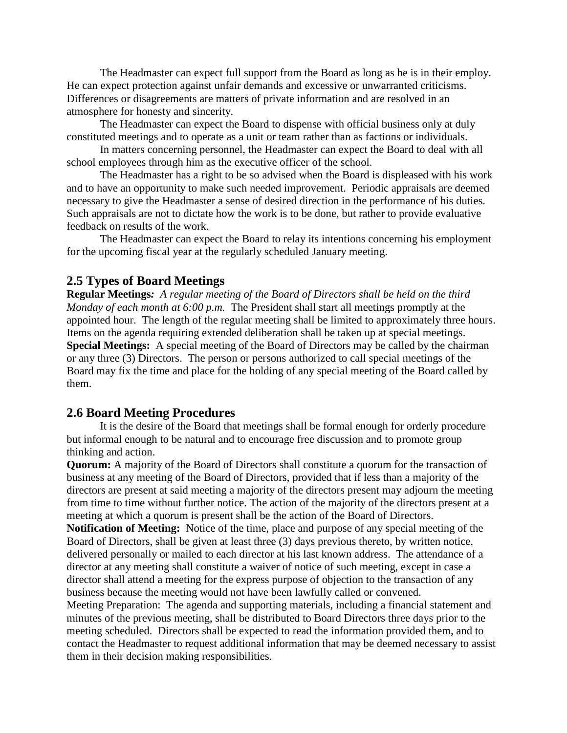The Headmaster can expect full support from the Board as long as he is in their employ. He can expect protection against unfair demands and excessive or unwarranted criticisms. Differences or disagreements are matters of private information and are resolved in an atmosphere for honesty and sincerity.

The Headmaster can expect the Board to dispense with official business only at duly constituted meetings and to operate as a unit or team rather than as factions or individuals.

In matters concerning personnel, the Headmaster can expect the Board to deal with all school employees through him as the executive officer of the school.

The Headmaster has a right to be so advised when the Board is displeased with his work and to have an opportunity to make such needed improvement. Periodic appraisals are deemed necessary to give the Headmaster a sense of desired direction in the performance of his duties. Such appraisals are not to dictate how the work is to be done, but rather to provide evaluative feedback on results of the work.

The Headmaster can expect the Board to relay its intentions concerning his employment for the upcoming fiscal year at the regularly scheduled January meeting.

## 2.5 Types of Board Meetings

**Regular Meetings***: A regular meeting of the Board of Directors shall be held on the third Monday of each month at 6:00 p.m.* The President shall start all meetings promptly at the appointed hour. The length of the regular meeting shall be limited to approximately three hours. Items on the agenda requiring extended deliberation shall be taken up at special meetings.

**Special Meetings:** A special meeting of the Board of Directors may be called by the chairman or any three (3) Directors. The person or persons authorized to call special meetings of the Board may fix the time and place for the holding of any special meeting of the Board called by them.

## 2.6 Board Meeting Procedures

It is the desire of the Board that meetings shall be formal enough for orderly procedure but informal enough to be natural and to encourage free discussion and to promote group thinking and action.

**Quorum:** A majority of the Board of Directors shall constitute a quorum for the transaction of business at any meeting of the Board of Directors, provided that if less than a majority of the directors are present at said meeting a majority of the directors present may adjourn the meeting from time to time without further notice. The action of the majority of the directors present at a meeting at which a quorum is present shall be the action of the Board of Directors.

**Notification of Meeting:** Notice of the time, place and purpose of any special meeting of the Board of Directors, shall be given at least three (3) days previous thereto, by written notice, delivered personally or mailed to each director at his last known address. The attendance of a director at any meeting shall constitute a waiver of notice of such meeting, except in case a director shall attend a meeting for the express purpose of objection to the transaction of any business because the meeting would not have been lawfully called or convened.

Meeting Preparation: The agenda and supporting materials, including a financial statement and minutes of the previous meeting, shall be distributed to Board Directors three days prior to the meeting scheduled. Directors shall be expected to read the information provided them, and to contact the Headmaster to request additional information that may be deemed necessary to assist them in their decision making responsibilities.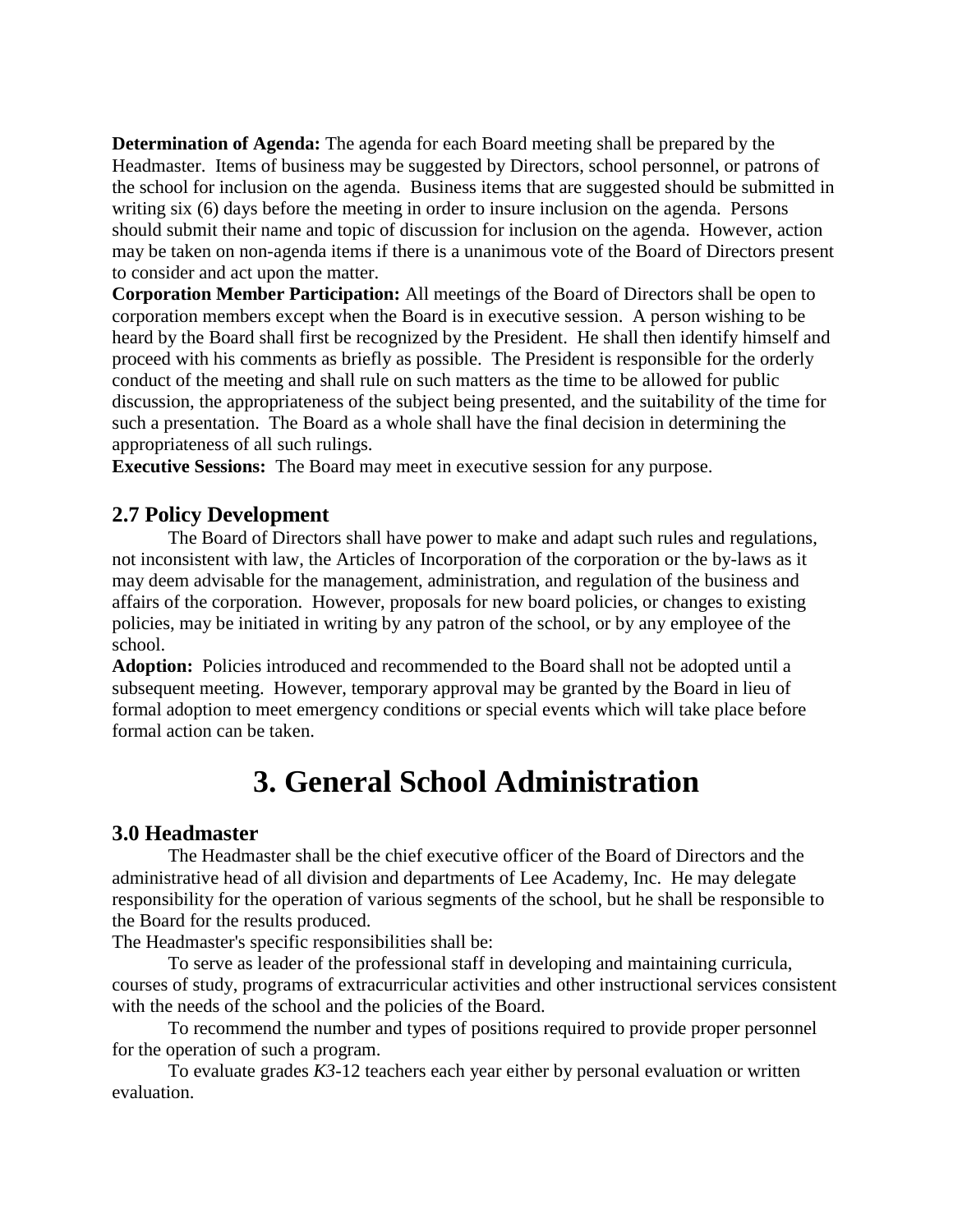**Determination of Agenda:** The agenda for each Board meeting shall be prepared by the Headmaster. Items of business may be suggested by Directors, school personnel, or patrons of the school for inclusion on the agenda. Business items that are suggested should be submitted in writing six (6) days before the meeting in order to insure inclusion on the agenda. Persons should submit their name and topic of discussion for inclusion on the agenda. However, action may be taken on non-agenda items if there is a unanimous vote of the Board of Directors present to consider and act upon the matter.

**Corporation Member Participation:** All meetings of the Board of Directors shall be open to corporation members except when the Board is in executive session. A person wishing to be heard by the Board shall first be recognized by the President. He shall then identify himself and proceed with his comments as briefly as possible. The President is responsible for the orderly conduct of the meeting and shall rule on such matters as the time to be allowed for public discussion, the appropriateness of the subject being presented, and the suitability of the time for such a presentation. The Board as a whole shall have the final decision in determining the appropriateness of all such rulings.

**Executive Sessions:** The Board may meet in executive session for any purpose.

### 2.7 Policy Development

The Board of Directors shall have power to make and adapt such rules and regulations, not inconsistent with law, the Articles of Incorporation of the corporation or the by-laws as it may deem advisable for the management, administration, and regulation of the business and affairs of the corporation. However, proposals for new board policies, or changes to existing policies, may be initiated in writing by any patron of the school, or by any employee of the school.

**Adoption:** Policies introduced and recommended to the Board shall not be adopted until a subsequent meeting. However, temporary approval may be granted by the Board in lieu of formal adoption to meet emergency conditions or special events which will take place before formal action can be taken.

# 3. General School Administration

### 3.0 Headmaster

The Headmaster shall be the chief executive officer of the Board of Directors and the administrative head of all division and departments of Lee Academy, Inc. He may delegate responsibility for the operation of various segments of the school, but he shall be responsible to the Board for the results produced.

The Headmaster's specific responsibilities shall be:

To serve as leader of the professional staff in developing and maintaining curricula, courses of study, programs of extracurricular activities and other instructional services consistent with the needs of the school and the policies of the Board.

To recommend the number and types of positions required to provide proper personnel for the operation of such a program.

To evaluate grades *K3*-12 teachers each year either by personal evaluation or written evaluation.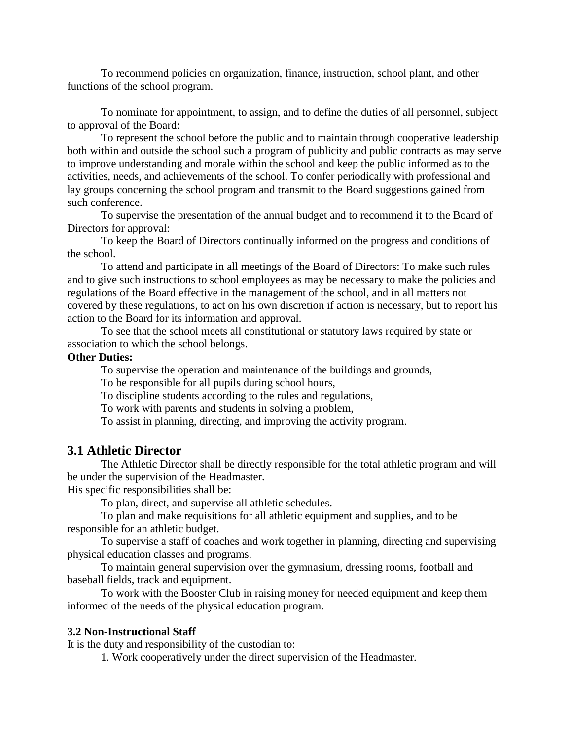To recommend policies on organization, finance, instruction, school plant, and other functions of the school program.

To nominate for appointment, to assign, and to define the duties of all personnel, subject to approval of the Board:

To represent the school before the public and to maintain through cooperative leadership both within and outside the school such a program of publicity and public contracts as may serve to improve understanding and morale within the school and keep the public informed as to the activities, needs, and achievements of the school. To confer periodically with professional and lay groups concerning the school program and transmit to the Board suggestions gained from such conference.

To supervise the presentation of the annual budget and to recommend it to the Board of Directors for approval:

To keep the Board of Directors continually informed on the progress and conditions of the school.

To attend and participate in all meetings of the Board of Directors: To make such rules and to give such instructions to school employees as may be necessary to make the policies and regulations of the Board effective in the management of the school, and in all matters not covered by these regulations, to act on his own discretion if action is necessary, but to report his action to the Board for its information and approval.

To see that the school meets all constitutional or statutory laws required by state or association to which the school belongs.

**Other Duties:**

To supervise the operation and maintenance of the buildings and grounds,

To be responsible for all pupils during school hours,

To discipline students according to the rules and regulations,

To work with parents and students in solving a problem,

To assist in planning, directing, and improving the activity program.

## 3.1 Athletic Director

The Athletic Director shall be directly responsible for the total athletic program and will be under the supervision of the Headmaster.

His specific responsibilities shall be:

To plan, direct, and supervise all athletic schedules.

To plan and make requisitions for all athletic equipment and supplies, and to be responsible for an athletic budget.

To supervise a staff of coaches and work together in planning, directing and supervising physical education classes and programs.

To maintain general supervision over the gymnasium, dressing rooms, football and baseball fields, track and equipment.

To work with the Booster Club in raising money for needed equipment and keep them informed of the needs of the physical education program.

### 3.2 Non-Instructional Staff

It is the duty and responsibility of the custodian to:

1. Work cooperatively under the direct supervision of the Headmaster.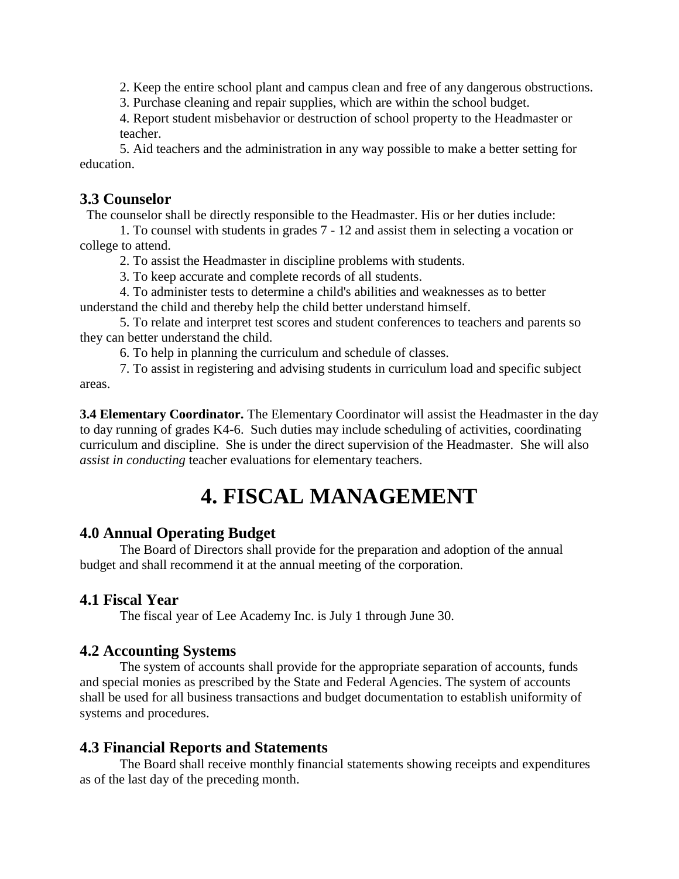2. Keep the entire school plant and campus clean and free of any dangerous obstructions.

3. Purchase cleaning and repair supplies, which are within the school budget.

4. Report student misbehavior or destruction of school property to the Headmaster or teacher.

5. Aid teachers and the administration in any way possible to make a better setting for education.

### 3.3 Counselor

The counselor shall be directly responsible to the Headmaster. His or her duties include:

1. To counsel with students in grades 7 - 12 and assist them in selecting a vocation or college to attend.
2. To assist the Headmaster in discipline problems with students.
3. To keep accurate and complete records of all students.
4. To administer tests to determine a child's abilities and weaknesses as to better understand the child and thereby help the child better understand himself.
5. To relate and interpret test scores and student conferences to teachers and parents so they can better understand the child.
6. To help in planning the curriculum and schedule of classes.
7. To assist in registering and advising students in curriculum load and specific subject areas.

**3.4 Elementary Coordinator.** The Elementary Coordinator will assist the Headmaster in the day to day running of grades K4-6. Such duties may include scheduling of activities, coordinating curriculum and discipline. She is under the direct supervision of the Headmaster. She will also *assist in conducting* teacher evaluations for elementary teachers.

# 4. FISCAL MANAGEMENT

### 4.0 Annual Operating Budget

The Board of Directors shall provide for the preparation and adoption of the annual budget and shall recommend it at the annual meeting of the corporation.

### 4.1 Fiscal Year

The fiscal year of Lee Academy Inc. is July 1 through June 30.

### 4.2 Accounting Systems

The system of accounts shall provide for the appropriate separation of accounts, funds and special monies as prescribed by the State and Federal Agencies. The system of accounts shall be used for all business transactions and budget documentation to establish uniformity of systems and procedures.

### 4.3 Financial Reports and Statements

The Board shall receive monthly financial statements showing receipts and expenditures as of the last day of the preceding month.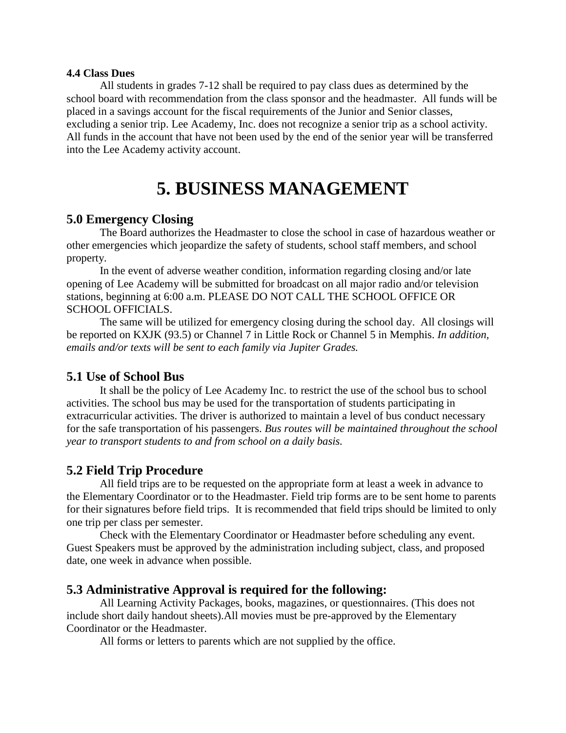**4.4 Class Dues**

All students in grades 7-12 shall be required to pay class dues as determined by the school board with recommendation from the class sponsor and the headmaster. All funds will be placed in a savings account for the fiscal requirements of the Junior and Senior classes, excluding a senior trip. Lee Academy, Inc. does not recognize a senior trip as a school activity. All funds in the account that have not been used by the end of the senior year will be transferred into the Lee Academy activity account.

# 5. BUSINESS MANAGEMENT

## 5.0 Emergency Closing

The Board authorizes the Headmaster to close the school in case of hazardous weather or other emergencies which jeopardize the safety of students, school staff members, and school property.

In the event of adverse weather condition, information regarding closing and/or late opening of Lee Academy will be submitted for broadcast on all major radio and/or television stations, beginning at 6:00 a.m. PLEASE DO NOT CALL THE SCHOOL OFFICE OR SCHOOL OFFICIALS.

The same will be utilized for emergency closing during the school day. All closings will be reported on KXJK (93.5) or Channel 7 in Little Rock or Channel 5 in Memphis. *In addition, emails and/or texts will be sent to each family via Jupiter Grades.*

## 5.1 Use of School Bus

It shall be the policy of Lee Academy Inc. to restrict the use of the school bus to school activities. The school bus may be used for the transportation of students participating in extracurricular activities. The driver is authorized to maintain a level of bus conduct necessary for the safe transportation of his passengers. *Bus routes will be maintained throughout the school year to transport students to and from school on a daily basis.*

## 5.2 Field Trip Procedure

All field trips are to be requested on the appropriate form at least a week in advance to the Elementary Coordinator or to the Headmaster. Field trip forms are to be sent home to parents for their signatures before field trips. It is recommended that field trips should be limited to only one trip per class per semester.

Check with the Elementary Coordinator or Headmaster before scheduling any event. Guest Speakers must be approved by the administration including subject, class, and proposed date, one week in advance when possible.

## 5.3 Administrative Approval is required for the following:

All Learning Activity Packages, books, magazines, or questionnaires. (This does not include short daily handout sheets).All movies must be pre-approved by the Elementary Coordinator or the Headmaster.

All forms or letters to parents which are not supplied by the office.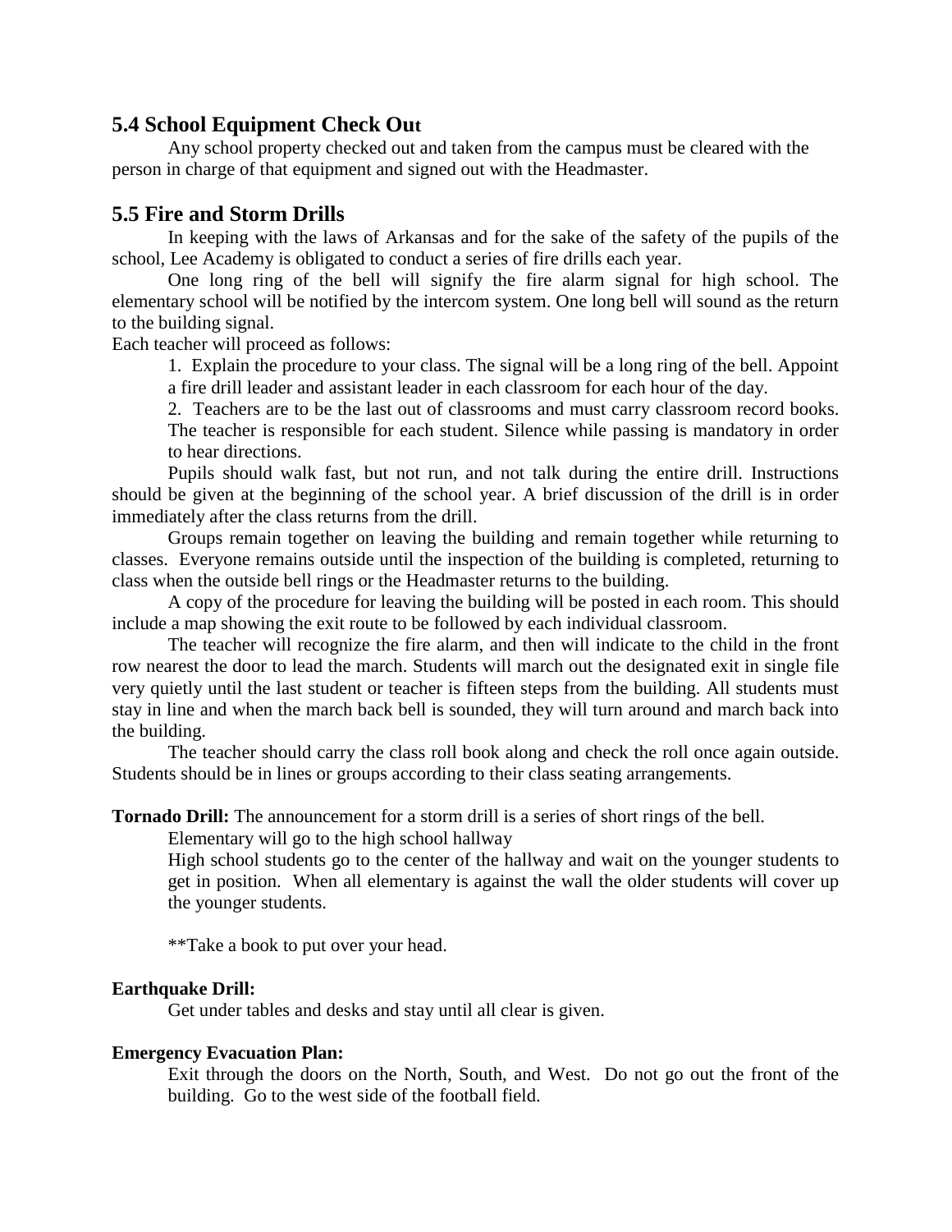## 5.4 School Equipment Check Out

Any school property checked out and taken from the campus must be cleared with the person in charge of that equipment and signed out with the Headmaster.

## 5.5 Fire and Storm Drills

In keeping with the laws of Arkansas and for the sake of the safety of the pupils of the school, Lee Academy is obligated to conduct a series of fire drills each year.

One long ring of the bell will signify the fire alarm signal for high school. The elementary school will be notified by the intercom system. One long bell will sound as the return to the building signal.

Each teacher will proceed as follows:

1. Explain the procedure to your class. The signal will be a long ring of the bell. Appoint a fire drill leader and assistant leader in each classroom for each hour of the day.
2. Teachers are to be the last out of classrooms and must carry classroom record books. The teacher is responsible for each student. Silence while passing is mandatory in order to hear directions.

Pupils should walk fast, but not run, and not talk during the entire drill. Instructions should be given at the beginning of the school year. A brief discussion of the drill is in order immediately after the class returns from the drill.

Groups remain together on leaving the building and remain together while returning to classes. Everyone remains outside until the inspection of the building is completed, returning to class when the outside bell rings or the Headmaster returns to the building.

A copy of the procedure for leaving the building will be posted in each room. This should include a map showing the exit route to be followed by each individual classroom.

The teacher will recognize the fire alarm, and then will indicate to the child in the front row nearest the door to lead the march. Students will march out the designated exit in single file very quietly until the last student or teacher is fifteen steps from the building. All students must stay in line and when the march back bell is sounded, they will turn around and march back into the building.

The teacher should carry the class roll book along and check the roll once again outside. Students should be in lines or groups according to their class seating arrangements.

**Tornado Drill:** The announcement for a storm drill is a series of short rings of the bell.

Elementary will go to the high school hallway

High school students go to the center of the hallway and wait on the younger students to get in position. When all elementary is against the wall the older students will cover up the younger students.

**Take a book to put over your head.

**Earthquake Drill:**

Get under tables and desks and stay until all clear is given.

**Emergency Evacuation Plan:**

Exit through the doors on the North, South, and West. Do not go out the front of the building. Go to the west side of the football field.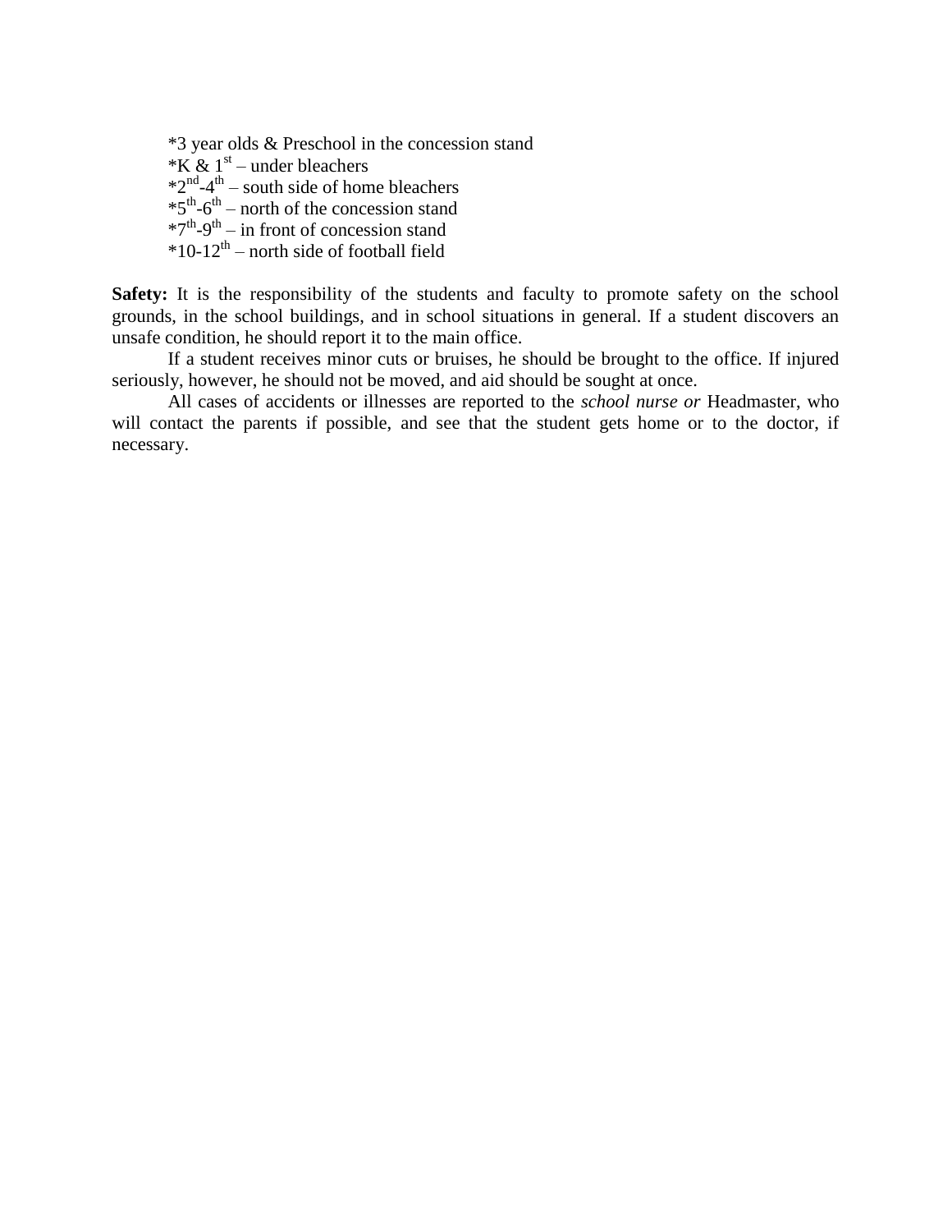*3 year olds & Preschool in the concession stand
*K & 1st – under bleachers
*2nd-4th – south side of home bleachers
*5th-6th – north of the concession stand
*7th-9th – in front of concession stand
*10-12th – north side of football field

**Safety:** It is the responsibility of the students and faculty to promote safety on the school grounds, in the school buildings, and in school situations in general. If a student discovers an unsafe condition, he should report it to the main office.

If a student receives minor cuts or bruises, he should be brought to the office. If injured seriously, however, he should not be moved, and aid should be sought at once.

All cases of accidents or illnesses are reported to the *school nurse or* Headmaster, who will contact the parents if possible, and see that the student gets home or to the doctor, if necessary.